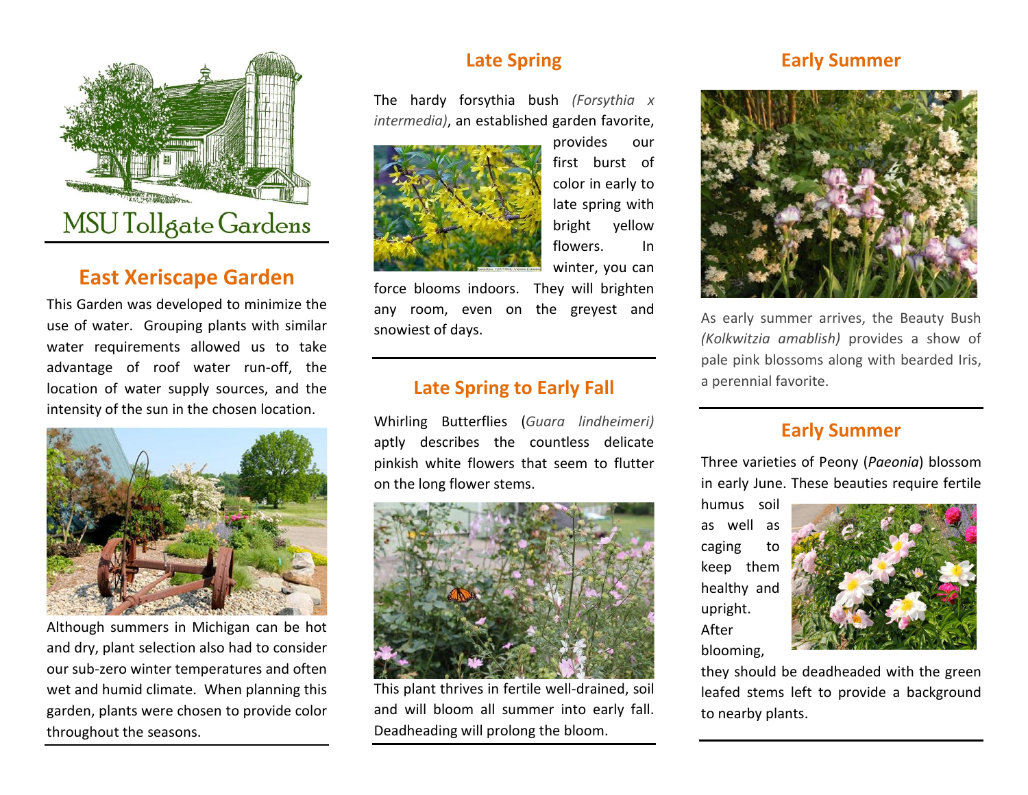MSU Tollgate Gardens

## East Xeriscape Garden

This Garden was developed to minimize the use of water. Grouping plants with similar water requirements allowed us to take advantage of roof water run-off, the location of water supply sources, and the intensity of the sun in the chosen location.

Although summers in Michigan can be hot and dry, plant selection also had to consider our sub-zero winter temperatures and often wet and humid climate. When planning this garden, plants were chosen to provide color throughout the seasons.

## Late Spring

The hardy forsythia bush *(Forsythia x intermedia)*, an established garden favorite, provides our first burst of color in early to late spring with bright yellow flowers. In winter, you can force blooms indoors. They will brighten any room, even on the greyest and snowiest of days.

## Late Spring to Early Fall

Whirling Butterflies (*Guara lindheimeri)* aptly describes the countless delicate pinkish white flowers that seem to flutter on the long flower stems.

This plant thrives in fertile well-drained, soil and will bloom all summer into early fall. Deadheading will prolong the bloom.

## Early Summer

As early summer arrives, the Beauty Bush *(Kolkwitzia amablish)* provides a show of pale pink blossoms along with bearded Iris, a perennial favorite.

## Early Summer

Three varieties of Peony (*Paeonia*) blossom in early June. These beauties require fertile humus soil as well as caging to keep them healthy and upright. After blooming, they should be deadheaded with the green leafed stems left to provide a background to nearby plants.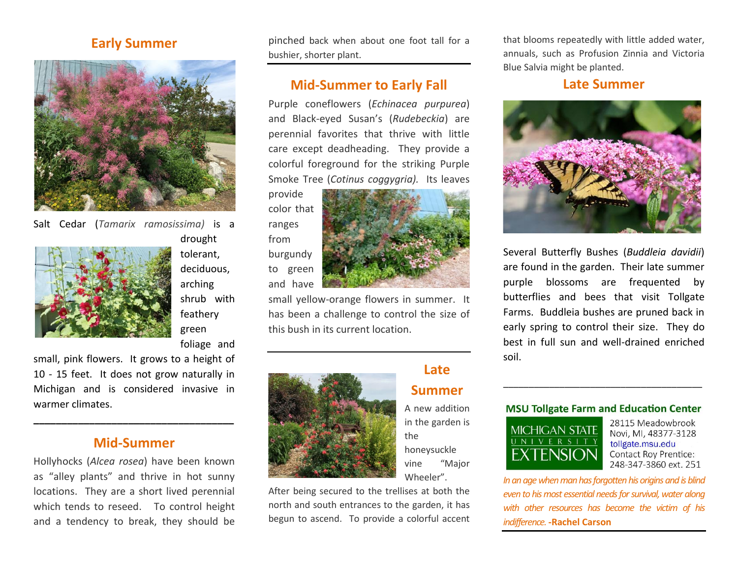## Early Summer

Salt Cedar (*Tamarix ramosissima)* is a drought tolerant, deciduous, arching shrub with feathery green foliage and small, pink flowers. It grows to a height of 10 - 15 feet. It does not grow naturally in Michigan and is considered invasive in warmer climates.

---

## Mid-Summer

Hollyhocks (*Alcea rosea*) have been known as "alley plants" and thrive in hot sunny locations. They are a short lived perennial which tends to reseed. To control height and a tendency to break, they should be pinched back when about one foot tall for a bushier, shorter plant.

---

## Mid-Summer to Early Fall

Purple coneflowers (*Echinacea purpurea*) and Black-eyed Susan's (*Rudebeckia*) are perennial favorites that thrive with little care except deadheading. They provide a colorful foreground for the striking Purple Smoke Tree (*Cotinus coggygria).* Its leaves provide color that ranges from burgundy to green and have small yellow-orange flowers in summer. It has been a challenge to control the size of this bush in its current location.

---

## Late Summer

A new addition in the garden is the honeysuckle vine "Major Wheeler". After being secured to the trellises at both the north and south entrances to the garden, it has begun to ascend. To provide a colorful accent that blooms repeatedly with little added water, annuals, such as Profusion Zinnia and Victoria Blue Salvia might be planted.

## Late Summer

Several Butterfly Bushes (*Buddleia davidii*) are found in the garden. Their late summer purple blossoms are frequented by butterflies and bees that visit Tollgate Farms. Buddleia bushes are pruned back in early spring to control their size. They do best in full sun and well-drained enriched soil.

---

**MSU Tollgate Farm and Education Center**

MICHIGAN STATE UNIVERSITY EXTENSION

28115 Meadowbrook
Novi, MI, 48377-3128
tollgate.msu.edu
Contact Roy Prentice:
248-347-3860 ext. 251

*In an age when man has forgotten his origins and is blind even to his most essential needs for survival, water along with other resources has become the victim of his indifference.* **-Rachel Carson**